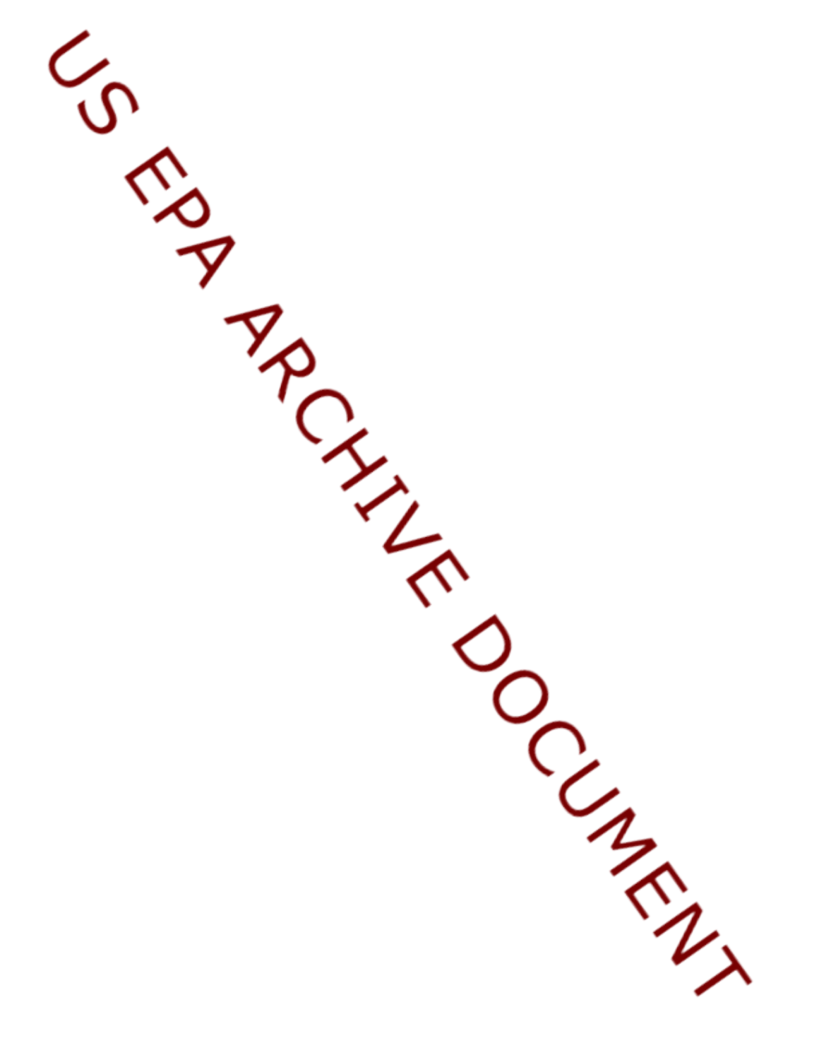US EPA ARCHIVE DOCUMENT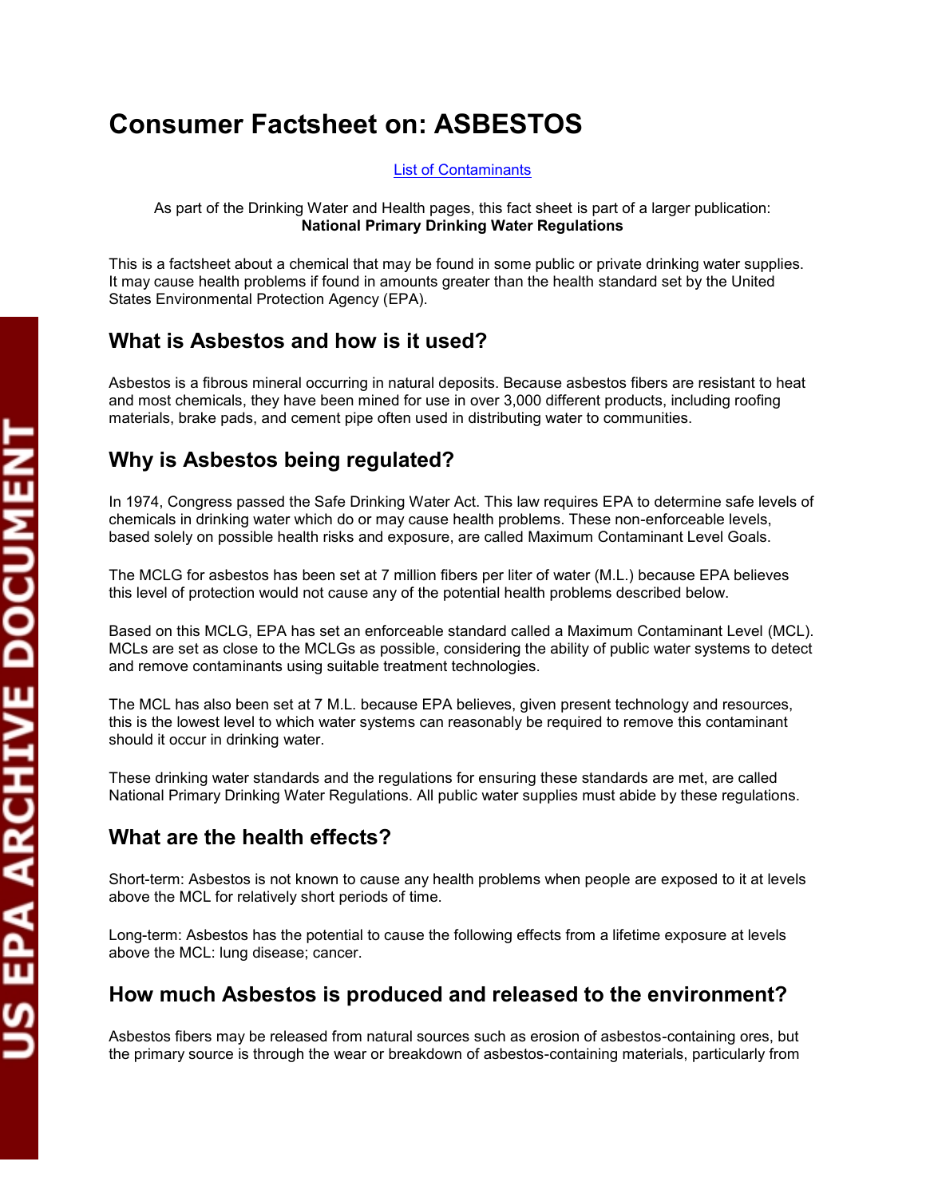# Consumer Factsheet on: ASBESTOS

[List of Contaminants]

As part of the Drinking Water and Health pages, this fact sheet is part of a larger publication:
**National Primary Drinking Water Regulations**

This is a factsheet about a chemical that may be found in some public or private drinking water supplies. It may cause health problems if found in amounts greater than the health standard set by the United States Environmental Protection Agency (EPA).

## What is Asbestos and how is it used?

Asbestos is a fibrous mineral occurring in natural deposits. Because asbestos fibers are resistant to heat and most chemicals, they have been mined for use in over 3,000 different products, including roofing materials, brake pads, and cement pipe often used in distributing water to communities.

## Why is Asbestos being regulated?

In 1974, Congress passed the Safe Drinking Water Act. This law requires EPA to determine safe levels of chemicals in drinking water which do or may cause health problems. These non-enforceable levels, based solely on possible health risks and exposure, are called Maximum Contaminant Level Goals.

The MCLG for asbestos has been set at 7 million fibers per liter of water (M.L.) because EPA believes this level of protection would not cause any of the potential health problems described below.

Based on this MCLG, EPA has set an enforceable standard called a Maximum Contaminant Level (MCL). MCLs are set as close to the MCLGs as possible, considering the ability of public water systems to detect and remove contaminants using suitable treatment technologies.

The MCL has also been set at 7 M.L. because EPA believes, given present technology and resources, this is the lowest level to which water systems can reasonably be required to remove this contaminant should it occur in drinking water.

These drinking water standards and the regulations for ensuring these standards are met, are called National Primary Drinking Water Regulations. All public water supplies must abide by these regulations.

## What are the health effects?

Short-term: Asbestos is not known to cause any health problems when people are exposed to it at levels above the MCL for relatively short periods of time.

Long-term: Asbestos has the potential to cause the following effects from a lifetime exposure at levels above the MCL: lung disease; cancer.

## How much Asbestos is produced and released to the environment?

Asbestos fibers may be released from natural sources such as erosion of asbestos-containing ores, but the primary source is through the wear or breakdown of asbestos-containing materials, particularly from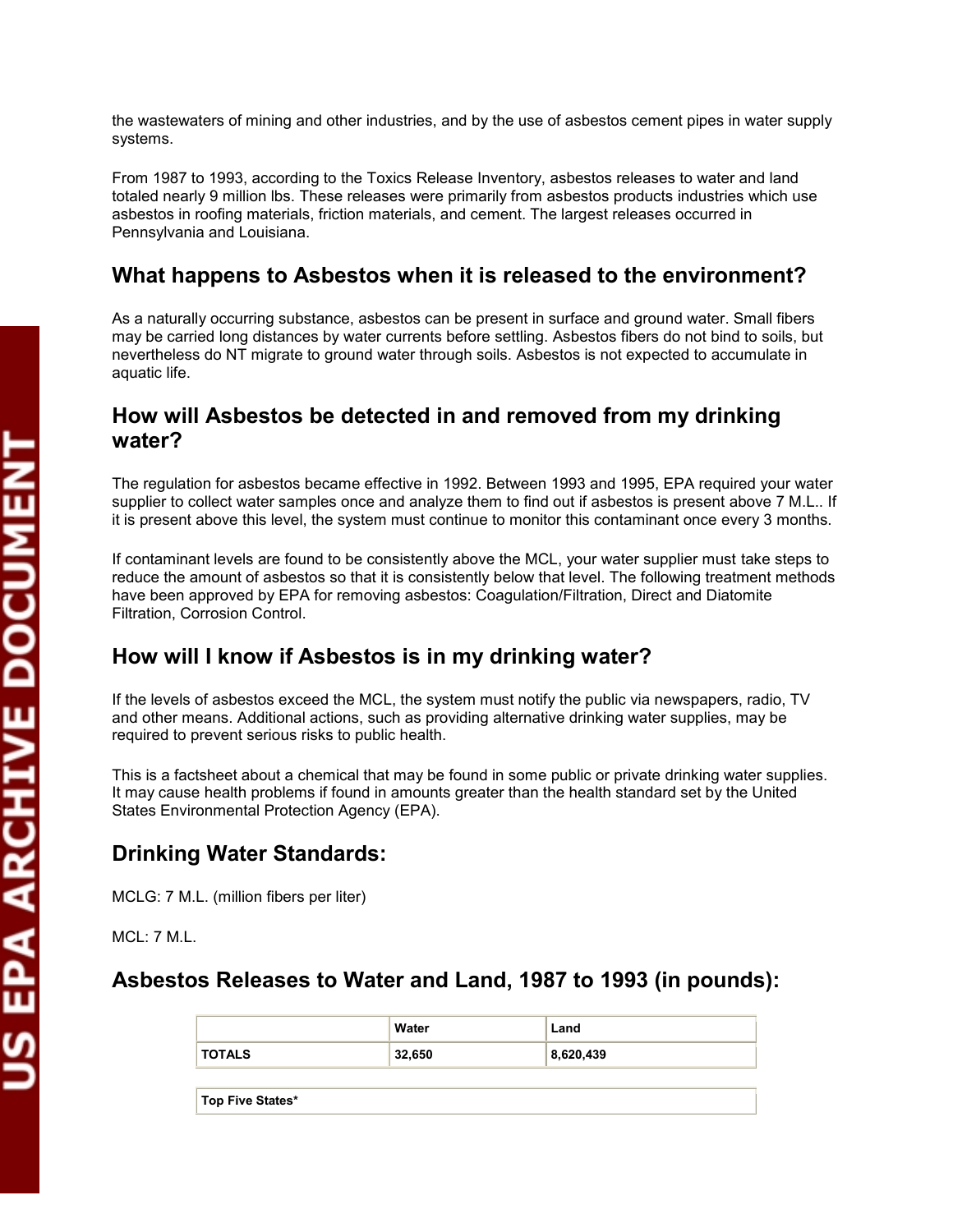the wastewaters of mining and other industries, and by the use of asbestos cement pipes in water supply systems.

From 1987 to 1993, according to the Toxics Release Inventory, asbestos releases to water and land totaled nearly 9 million lbs. These releases were primarily from asbestos products industries which use asbestos in roofing materials, friction materials, and cement. The largest releases occurred in Pennsylvania and Louisiana.

## What happens to Asbestos when it is released to the environment?

As a naturally occurring substance, asbestos can be present in surface and ground water. Small fibers may be carried long distances by water currents before settling. Asbestos fibers do not bind to soils, but nevertheless do NT migrate to ground water through soils. Asbestos is not expected to accumulate in aquatic life.

## How will Asbestos be detected in and removed from my drinking water?

The regulation for asbestos became effective in 1992. Between 1993 and 1995, EPA required your water supplier to collect water samples once and analyze them to find out if asbestos is present above 7 M.L.. If it is present above this level, the system must continue to monitor this contaminant once every 3 months.

If contaminant levels are found to be consistently above the MCL, your water supplier must take steps to reduce the amount of asbestos so that it is consistently below that level. The following treatment methods have been approved by EPA for removing asbestos: Coagulation/Filtration, Direct and Diatomite Filtration, Corrosion Control.

## How will I know if Asbestos is in my drinking water?

If the levels of asbestos exceed the MCL, the system must notify the public via newspapers, radio, TV and other means. Additional actions, such as providing alternative drinking water supplies, may be required to prevent serious risks to public health.

This is a factsheet about a chemical that may be found in some public or private drinking water supplies. It may cause health problems if found in amounts greater than the health standard set by the United States Environmental Protection Agency (EPA).

## Drinking Water Standards:

MCLG: 7 M.L. (million fibers per liter)

MCL: 7 M.L.

## Asbestos Releases to Water and Land, 1987 to 1993 (in pounds):

| | Water | Land |
|---|---|---|
| **TOTALS** | **32,650** | **8,620,439** |

| **Top Five States*** |
|---|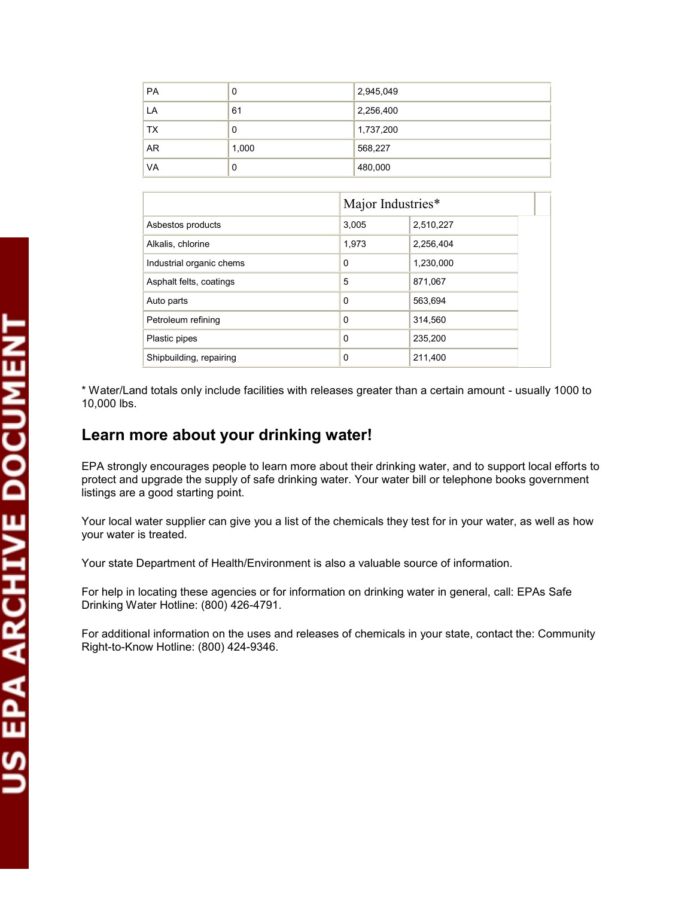| | | |
|---|---|---|
| PA | 0 | 2,945,049 |
| LA | 61 | 2,256,400 |
| TX | 0 | 1,737,200 |
| AR | 1,000 | 568,227 |
| VA | 0 | 480,000 |

| | Major Industries* | |
|---|---|---|
| Asbestos products | 3,005 | 2,510,227 |
| Alkalis, chlorine | 1,973 | 2,256,404 |
| Industrial organic chems | 0 | 1,230,000 |
| Asphalt felts, coatings | 5 | 871,067 |
| Auto parts | 0 | 563,694 |
| Petroleum refining | 0 | 314,560 |
| Plastic pipes | 0 | 235,200 |
| Shipbuilding, repairing | 0 | 211,400 |

* Water/Land totals only include facilities with releases greater than a certain amount - usually 1000 to 10,000 lbs.

## Learn more about your drinking water!

EPA strongly encourages people to learn more about their drinking water, and to support local efforts to protect and upgrade the supply of safe drinking water. Your water bill or telephone books government listings are a good starting point.

Your local water supplier can give you a list of the chemicals they test for in your water, as well as how your water is treated.

Your state Department of Health/Environment is also a valuable source of information.

For help in locating these agencies or for information on drinking water in general, call: EPAs Safe Drinking Water Hotline: (800) 426-4791.

For additional information on the uses and releases of chemicals in your state, contact the: Community Right-to-Know Hotline: (800) 424-9346.